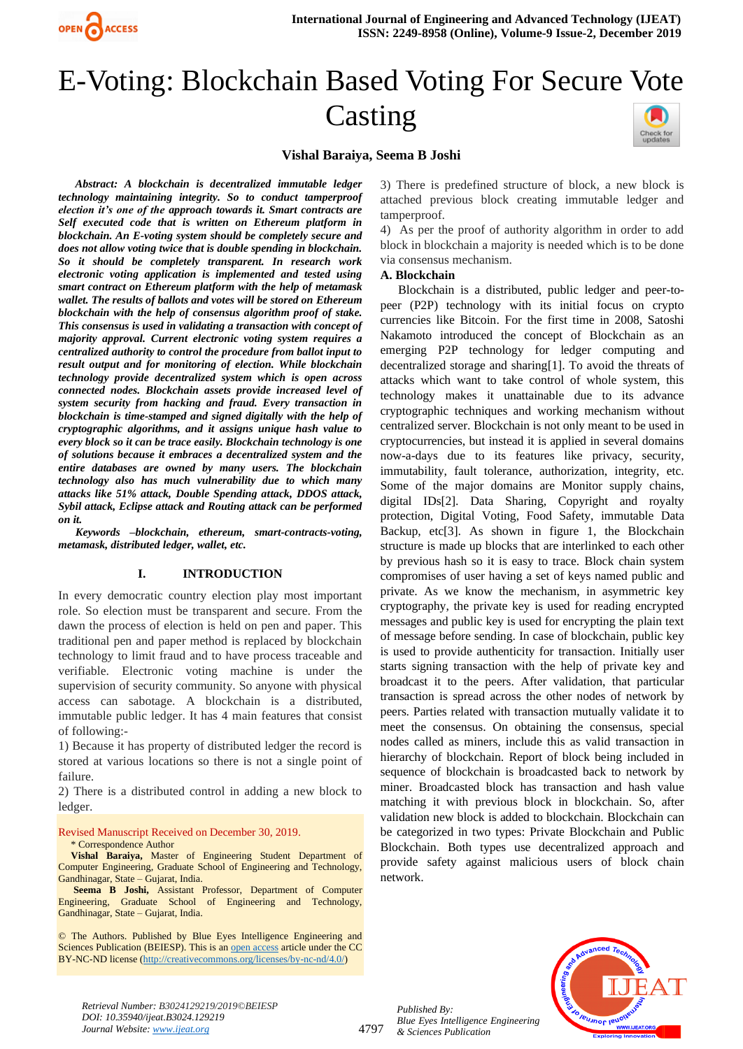# E-Voting: Blockchain Based Voting For Secure Vote Casting

**Vishal Baraiya, Seema B Joshi**

***Abstract: A blockchain is decentralized immutable ledger technology maintaining integrity. So to conduct tamperproof election it's one of the approach towards it. Smart contracts are Self executed code that is written on Ethereum platform in blockchain. An E-voting system should be completely secure and does not allow voting twice that is double spending in blockchain. So it should be completely transparent. In research work electronic voting application is implemented and tested using smart contract on Ethereum platform with the help of metamask wallet. The results of ballots and votes will be stored on Ethereum blockchain with the help of consensus algorithm proof of stake. This consensus is used in validating a transaction with concept of majority approval. Current electronic voting system requires a centralized authority to control the procedure from ballot input to result output and for monitoring of election. While blockchain technology provide decentralized system which is open across connected nodes. Blockchain assets provide increased level of system security from hacking and fraud. Every transaction in blockchain is time-stamped and signed digitally with the help of cryptographic algorithms, and it assigns unique hash value to every block so it can be trace easily. Blockchain technology is one of solutions because it embraces a decentralized system and the entire databases are owned by many users. The blockchain technology also has much vulnerability due to which many attacks like 51% attack, Double Spending attack, DDOS attack, Sybil attack, Eclipse attack and Routing attack can be performed on it.***

***Keywords –blockchain, ethereum, smart-contracts-voting, metamask, distributed ledger, wallet, etc.***

## I. INTRODUCTION

In every democratic country election play most important role. So election must be transparent and secure. From the dawn the process of election is held on pen and paper. This traditional pen and paper method is replaced by blockchain technology to limit fraud and to have process traceable and verifiable. Electronic voting machine is under the supervision of security community. So anyone with physical access can sabotage. A blockchain is a distributed, immutable public ledger. It has 4 main features that consist of following:-

1) Because it has property of distributed ledger the record is stored at various locations so there is not a single point of failure.

2) There is a distributed control in adding a new block to ledger.

3) There is predefined structure of block, a new block is attached previous block creating immutable ledger and tamperproof.

4) As per the proof of authority algorithm in order to add block in blockchain a majority is needed which is to be done via consensus mechanism.

### A. Blockchain

Blockchain is a distributed, public ledger and peer-to-peer (P2P) technology with its initial focus on crypto currencies like Bitcoin. For the first time in 2008, Satoshi Nakamoto introduced the concept of Blockchain as an emerging P2P technology for ledger computing and decentralized storage and sharing[1]. To avoid the threats of attacks which want to take control of whole system, this technology makes it unattainable due to its advance cryptographic techniques and working mechanism without centralized server. Blockchain is not only meant to be used in cryptocurrencies, but instead it is applied in several domains now-a-days due to its features like privacy, security, immutability, fault tolerance, authorization, integrity, etc. Some of the major domains are Monitor supply chains, digital IDs[2]. Data Sharing, Copyright and royalty protection, Digital Voting, Food Safety, immutable Data Backup, etc[3]. As shown in figure 1, the Blockchain structure is made up blocks that are interlinked to each other by previous hash so it is easy to trace. Block chain system compromises of user having a set of keys named public and private. As we know the mechanism, in asymmetric key cryptography, the private key is used for reading encrypted messages and public key is used for encrypting the plain text of message before sending. In case of blockchain, public key is used to provide authenticity for transaction. Initially user starts signing transaction with the help of private key and broadcast it to the peers. After validation, that particular transaction is spread across the other nodes of network by peers. Parties related with transaction mutually validate it to meet the consensus. On obtaining the consensus, special nodes called as miners, include this as valid transaction in hierarchy of blockchain. Report of block being included in sequence of blockchain is broadcasted back to network by miner. Broadcasted block has transaction and hash value matching it with previous block in blockchain. So, after validation new block is added to blockchain. Blockchain can be categorized in two types: Private Blockchain and Public Blockchain. Both types use decentralized approach and provide safety against malicious users of block chain network.

---

Revised Manuscript Received on December 30, 2019.

\* Correspondence Author

**Vishal Baraiya,** Master of Engineering Student Department of Computer Engineering, Graduate School of Engineering and Technology, Gandhinagar, State – Gujarat, India.

**Seema B Joshi,** Assistant Professor, Department of Computer Engineering, Graduate School of Engineering and Technology, Gandhinagar, State – Gujarat, India.

© The Authors. Published by Blue Eyes Intelligence Engineering and Sciences Publication (BEIESP). This is an open access article under the CC BY-NC-ND license (http://creativecommons.org/licenses/by-nc-nd/4.0/)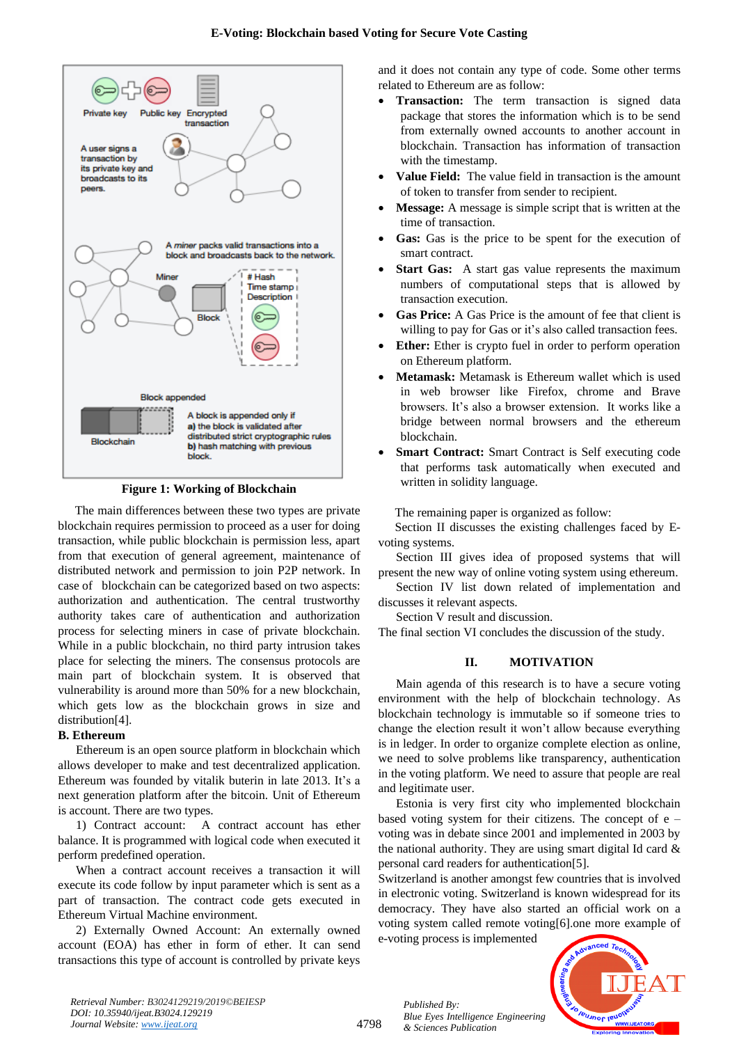Figure 1: Working of Blockchain

The main differences between these two types are private blockchain requires permission to proceed as a user for doing transaction, while public blockchain is permission less, apart from that execution of general agreement, maintenance of distributed network and permission to join P2P network. In case of blockchain can be categorized based on two aspects: authorization and authentication. The central trustworthy authority takes care of authentication and authorization process for selecting miners in case of private blockchain. While in a public blockchain, no third party intrusion takes place for selecting the miners. The consensus protocols are main part of blockchain system. It is observed that vulnerability is around more than 50% for a new blockchain, which gets low as the blockchain grows in size and distribution[4].

### B. Ethereum

Ethereum is an open source platform in blockchain which allows developer to make and test decentralized application. Ethereum was founded by vitalik buterin in late 2013. It's a next generation platform after the bitcoin. Unit of Ethereum is account. There are two types.

1) Contract account: A contract account has ether balance. It is programmed with logical code when executed it perform predefined operation.

When a contract account receives a transaction it will execute its code follow by input parameter which is sent as a part of transaction. The contract code gets executed in Ethereum Virtual Machine environment.

2) Externally Owned Account: An externally owned account (EOA) has ether in form of ether. It can send transactions this type of account is controlled by private keys and it does not contain any type of code. Some other terms related to Ethereum are as follow:

- **Transaction:** The term transaction is signed data package that stores the information which is to be send from externally owned accounts to another account in blockchain. Transaction has information of transaction with the timestamp.
- **Value Field:** The value field in transaction is the amount of token to transfer from sender to recipient.
- **Message:** A message is simple script that is written at the time of transaction.
- **Gas:** Gas is the price to be spent for the execution of smart contract.
- **Start Gas:** A start gas value represents the maximum numbers of computational steps that is allowed by transaction execution.
- **Gas Price:** A Gas Price is the amount of fee that client is willing to pay for Gas or it's also called transaction fees.
- **Ether:** Ether is crypto fuel in order to perform operation on Ethereum platform.
- **Metamask:** Metamask is Ethereum wallet which is used in web browser like Firefox, chrome and Brave browsers. It's also a browser extension. It works like a bridge between normal browsers and the ethereum blockchain.
- **Smart Contract:** Smart Contract is Self executing code that performs task automatically when executed and written in solidity language.

The remaining paper is organized as follow:

Section II discusses the existing challenges faced by E-voting systems.

Section III gives idea of proposed systems that will present the new way of online voting system using ethereum.

Section IV list down related of implementation and discusses it relevant aspects.

Section V result and discussion.

The final section VI concludes the discussion of the study.

## II. MOTIVATION

Main agenda of this research is to have a secure voting environment with the help of blockchain technology. As blockchain technology is immutable so if someone tries to change the election result it won't allow because everything is in ledger. In order to organize complete election as online, we need to solve problems like transparency, authentication in the voting platform. We need to assure that people are real and legitimate user.

Estonia is very first city who implemented blockchain based voting system for their citizens. The concept of e – voting was in debate since 2001 and implemented in 2003 by the national authority. They are using smart digital Id card & personal card readers for authentication[5].

Switzerland is another amongst few countries that is involved in electronic voting. Switzerland is known widespread for its democracy. They have also started an official work on a voting system called remote voting[6].one more example of e-voting process is implemented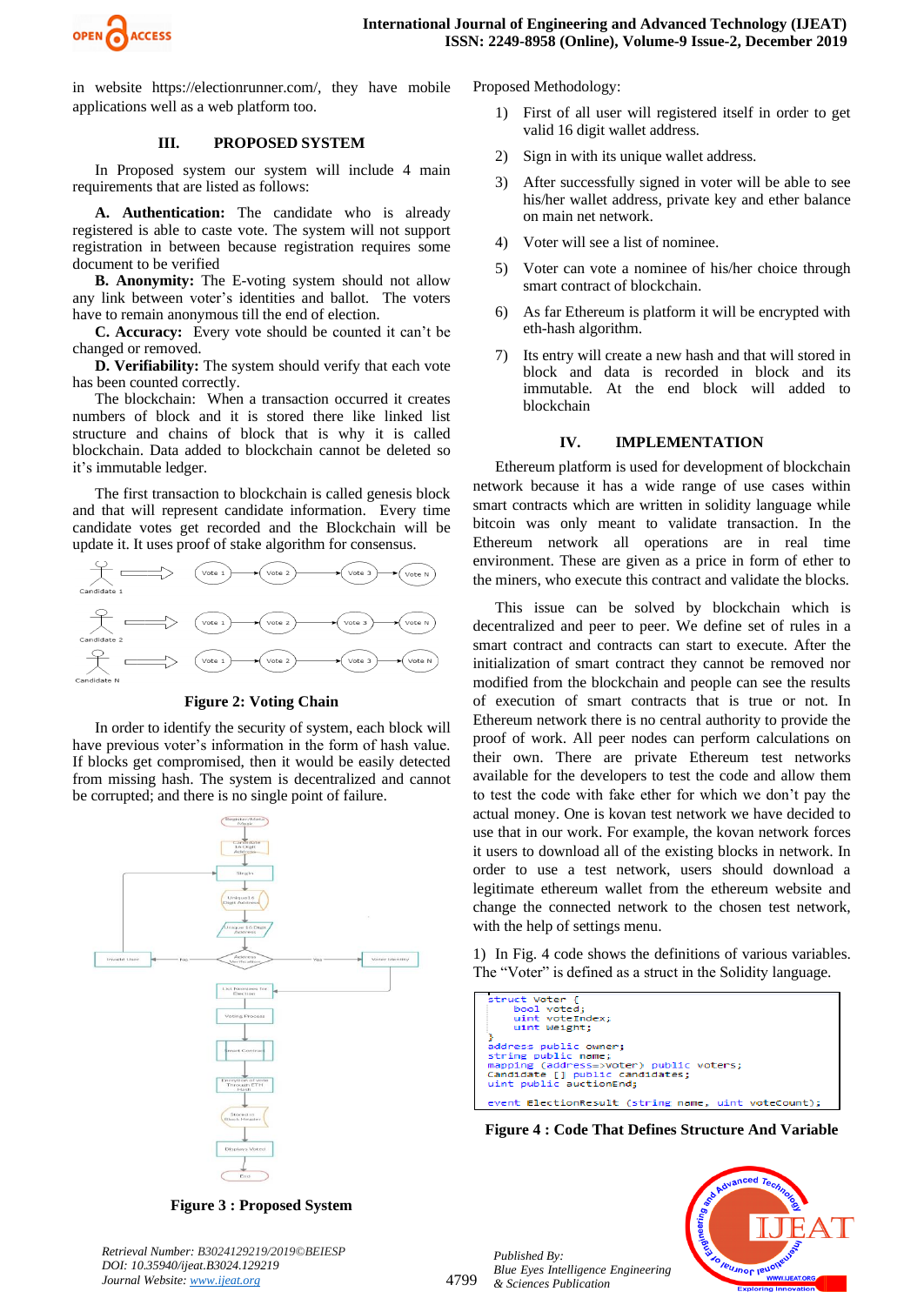in website https://electionrunner.com/, they have mobile applications well as a web platform too.

## III. PROPOSED SYSTEM

In Proposed system our system will include 4 main requirements that are listed as follows:

**A. Authentication:** The candidate who is already registered is able to caste vote. The system will not support registration in between because registration requires some document to be verified

**B. Anonymity:** The E-voting system should not allow any link between voter's identities and ballot. The voters have to remain anonymous till the end of election.

**C. Accuracy:** Every vote should be counted it can't be changed or removed.

**D. Verifiability:** The system should verify that each vote has been counted correctly.

The blockchain: When a transaction occurred it creates numbers of block and it is stored there like linked list structure and chains of block that is why it is called blockchain. Data added to blockchain cannot be deleted so it's immutable ledger.

The first transaction to blockchain is called genesis block and that will represent candidate information. Every time candidate votes get recorded and the Blockchain will be update it. It uses proof of stake algorithm for consensus.

**Figure 2: Voting Chain**

In order to identify the security of system, each block will have previous voter's information in the form of hash value. If blocks get compromised, then it would be easily detected from missing hash. The system is decentralized and cannot be corrupted; and there is no single point of failure.

**Figure 3 : Proposed System**

Proposed Methodology:

1) First of all user will registered itself in order to get valid 16 digit wallet address.
2) Sign in with its unique wallet address.
3) After successfully signed in voter will be able to see his/her wallet address, private key and ether balance on main net network.
4) Voter will see a list of nominee.
5) Voter can vote a nominee of his/her choice through smart contract of blockchain.
6) As far Ethereum is platform it will be encrypted with eth-hash algorithm.
7) Its entry will create a new hash and that will stored in block and data is recorded in block and its immutable. At the end block will added to blockchain

## IV. IMPLEMENTATION

Ethereum platform is used for development of blockchain network because it has a wide range of use cases within smart contracts which are written in solidity language while bitcoin was only meant to validate transaction. In the Ethereum network all operations are in real time environment. These are given as a price in form of ether to the miners, who execute this contract and validate the blocks.

This issue can be solved by blockchain which is decentralized and peer to peer. We define set of rules in a smart contract and contracts can start to execute. After the initialization of smart contract they cannot be removed nor modified from the blockchain and people can see the results of execution of smart contracts that is true or not. In Ethereum network there is no central authority to provide the proof of work. All peer nodes can perform calculations on their own. There are private Ethereum test networks available for the developers to test the code and allow them to test the code with fake ether for which we don't pay the actual money. One is kovan test network we have decided to use that in our work. For example, the kovan network forces it users to download all of the existing blocks in network. In order to use a test network, users should download a legitimate ethereum wallet from the ethereum website and change the connected network to the chosen test network, with the help of settings menu.

1) In Fig. 4 code shows the definitions of various variables. The "Voter" is defined as a struct in the Solidity language.

```
struct Voter {
    bool voted;
    uint voteIndex;
    uint weight;
}
address public owner;
string public name;
mapping (address=>Voter) public voters;
Candidate [] public candidates;
uint public auctionEnd;

event ElectionResult (string name, uint voteCount);
```

**Figure 4 : Code That Defines Structure And Variable**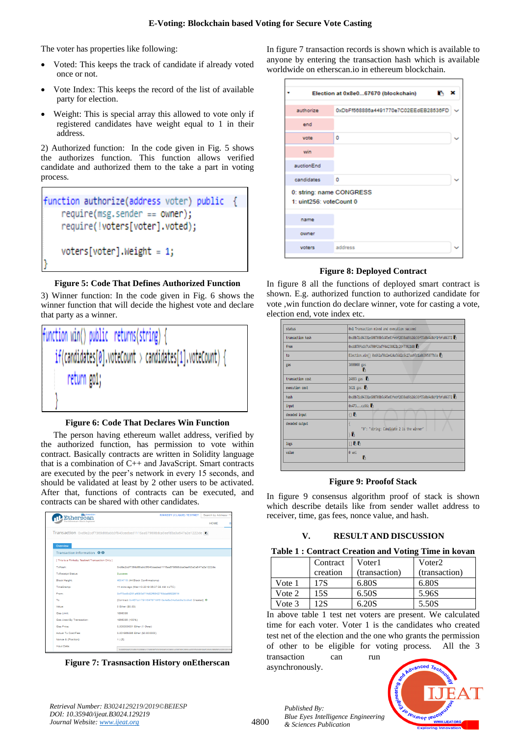The voter has properties like following:

- Voted: This keeps the track of candidate if already voted once or not.
- Vote Index: This keeps the record of the list of available party for election.
- Weight: This is special array this allowed to vote only if registered candidates have weight equal to 1 in their address.

2) Authorized function: In the code given in Fig. 5 shows the authorizes function. This function allows verified candidate and authorized them to the take a part in voting process.

```
function authorize(address voter) public {
    require(msg.sender == owner);
    require(!voters[voter].voted);

    voters[voter].weight = 1;
}
```

**Figure 5: Code That Defines Authorized Function**

3) Winner function: In the code given in Fig. 6 shows the winner function that will decide the highest vote and declare that party as a winner.

```
function win() public returns(string) {
    if(candidates[0].voteCount > candidates[1].voteCount) {
        return go1;
    }
```

**Figure 6: Code That Declares Win Function**

The person having ethereum wallet address, verified by the authorized function, has permission to vote within contract. Basically contracts are written in Solidity language that is a combination of C++ and JavaScript. Smart contracts are executed by the peer's network in every 15 seconds, and should be validated at least by 2 other users to be activated. After that, functions of contracts can be executed, and contracts can be shared with other candidates.

**Figure 7: Trasnsaction History onEtherscan**

In figure 7 transaction records is shown which is available to anyone by entering the transaction hash which is available worldwide on etherscan.io in ethereum blockchain.

**Figure 8: Deployed Contract**

In figure 8 all the functions of deployed smart contract is shown. E.g. authorized function to authorized candidate for vote ,win function do declare winner, vote for casting a vote, election end, vote index etc.

**Figure 9: Proofof Stack**

In figure 9 consensus algorithm proof of stack is shown which describe details like from sender wallet address to receiver, time, gas fees, nonce value, and hash.

## V. RESULT AND DISCUSSION

**Table 1 : Contract Creation and Voting Time in kovan**

| | Contract creation | Voter1 (transaction) | Voter2 (transaction) |
|---|---|---|---|
| Vote 1 | 17S | 6.80S | 6.80S |
| Vote 2 | 15S | 6.50S | 5.96S |
| Vote 3 | 12S | 6.20S | 5.50S |

In above table 1 test net voters are present. We calculated time for each voter. Voter 1 is the candidates who created test net of the election and the one who grants the permission of other to be eligible for voting process. All the 3 transaction can run asynchronously.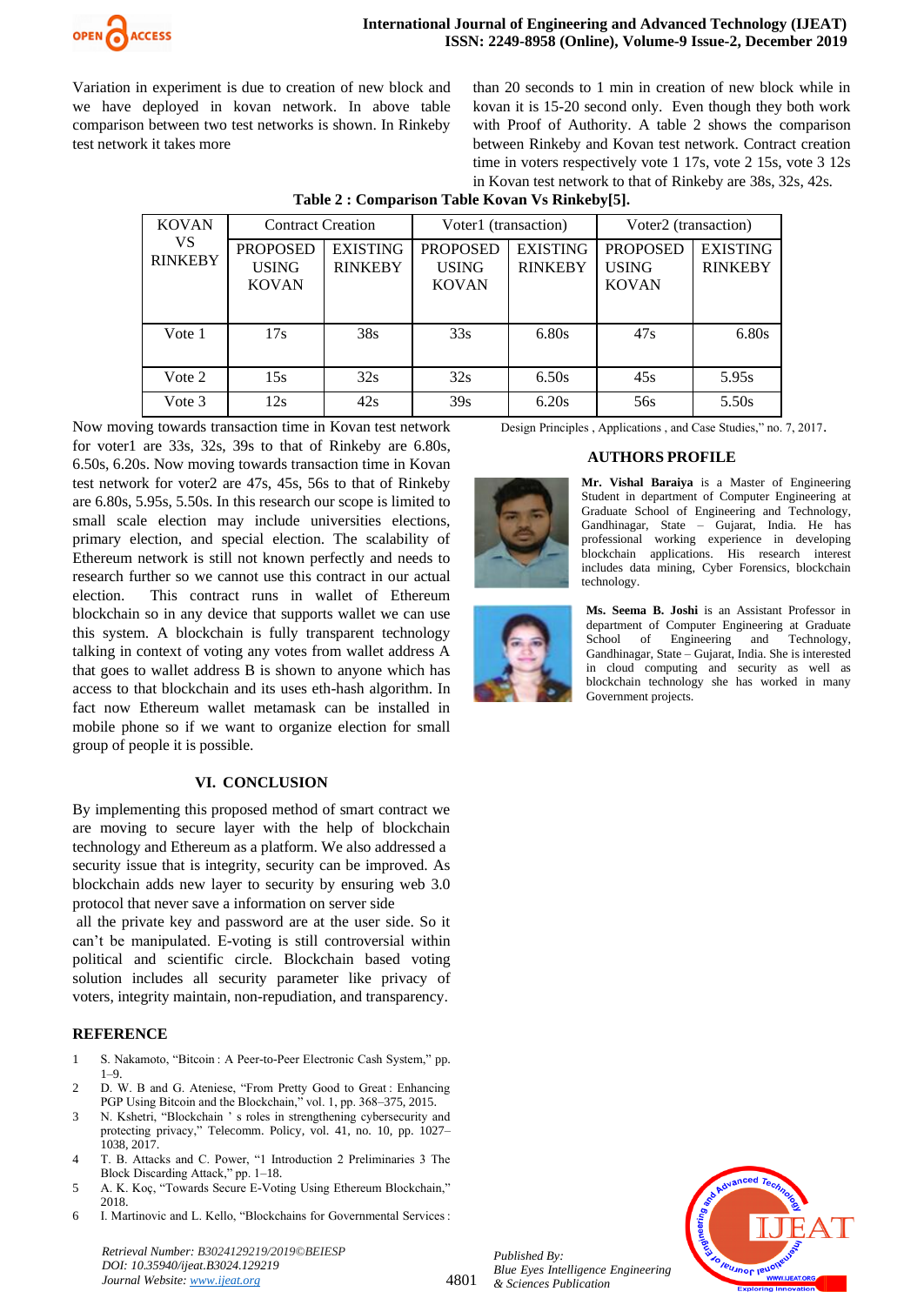Variation in experiment is due to creation of new block and we have deployed in kovan network. In above table comparison between two test networks is shown. In Rinkeby test network it takes more than 20 seconds to 1 min in creation of new block while in kovan it is 15-20 second only. Even though they both work with Proof of Authority. A table 2 shows the comparison between Rinkeby and Kovan test network. Contract creation time in voters respectively vote 1 17s, vote 2 15s, vote 3 12s in Kovan test network to that of Rinkeby are 38s, 32s, 42s.

**Table 2 : Comparison Table Kovan Vs Rinkeby[5].**

| KOVAN VS RINKEBY | Contract Creation | | Voter1 (transaction) | | Voter2 (transaction) | |
|---|---|---|---|---|---|---|
| | PROPOSED USING KOVAN | EXISTING RINKEBY | PROPOSED USING KOVAN | EXISTING RINKEBY | PROPOSED USING KOVAN | EXISTING RINKEBY |
| Vote 1 | 17s | 38s | 33s | 6.80s | 47s | 6.80s |
| Vote 2 | 15s | 32s | 32s | 6.50s | 45s | 5.95s |
| Vote 3 | 12s | 42s | 39s | 6.20s | 56s | 5.50s |

Now moving towards transaction time in Kovan test network for voter1 are 33s, 32s, 39s to that of Rinkeby are 6.80s, 6.50s, 6.20s. Now moving towards transaction time in Kovan test network for voter2 are 47s, 45s, 56s to that of Rinkeby are 6.80s, 5.95s, 5.50s. In this research our scope is limited to small scale election may include universities elections, primary election, and special election. The scalability of Ethereum network is still not known perfectly and needs to research further so we cannot use this contract in our actual election. This contract runs in wallet of Ethereum blockchain so in any device that supports wallet we can use this system. A blockchain is fully transparent technology talking in context of voting any votes from wallet address A that goes to wallet address B is shown to anyone which has access to that blockchain and its uses eth-hash algorithm. In fact now Ethereum wallet metamask can be installed in mobile phone so if we want to organize election for small group of people it is possible.

## VI. CONCLUSION

By implementing this proposed method of smart contract we are moving to secure layer with the help of blockchain technology and Ethereum as a platform. We also addressed a security issue that is integrity, security can be improved. As blockchain adds new layer to security by ensuring web 3.0 protocol that never save a information on server side all the private key and password are at the user side. So it can't be manipulated. E-voting is still controversial within political and scientific circle. Blockchain based voting solution includes all security parameter like privacy of voters, integrity maintain, non-repudiation, and transparency.

## REFERENCE

1. S. Nakamoto, "Bitcoin : A Peer-to-Peer Electronic Cash System," pp. 1–9.
2. D. W. B and G. Ateniese, "From Pretty Good to Great : Enhancing PGP Using Bitcoin and the Blockchain," vol. 1, pp. 368–375, 2015.
3. N. Kshetri, "Blockchain ' s roles in strengthening cybersecurity and protecting privacy," Telecomm. Policy, vol. 41, no. 10, pp. 1027–1038, 2017.
4. T. B. Attacks and C. Power, "1 Introduction 2 Preliminaries 3 The Block Discarding Attack," pp. 1–18.
5. A. K. Koç, "Towards Secure E-Voting Using Ethereum Blockchain," 2018.
6. I. Martinovic and L. Kello, "Blockchains for Governmental Services : Design Principles , Applications , and Case Studies," no. 7, 2017.

## AUTHORS PROFILE

**Mr. Vishal Baraiya** is a Master of Engineering Student in department of Computer Engineering at Graduate School of Engineering and Technology, Gandhinagar, State – Gujarat, India. He has professional working experience in developing blockchain applications. His research interest includes data mining, Cyber Forensics, blockchain technology.

**Ms. Seema B. Joshi** is an Assistant Professor in department of Computer Engineering at Graduate School of Engineering and Technology, Gandhinagar, State – Gujarat, India. She is interested in cloud computing and security as well as blockchain technology she has worked in many Government projects.